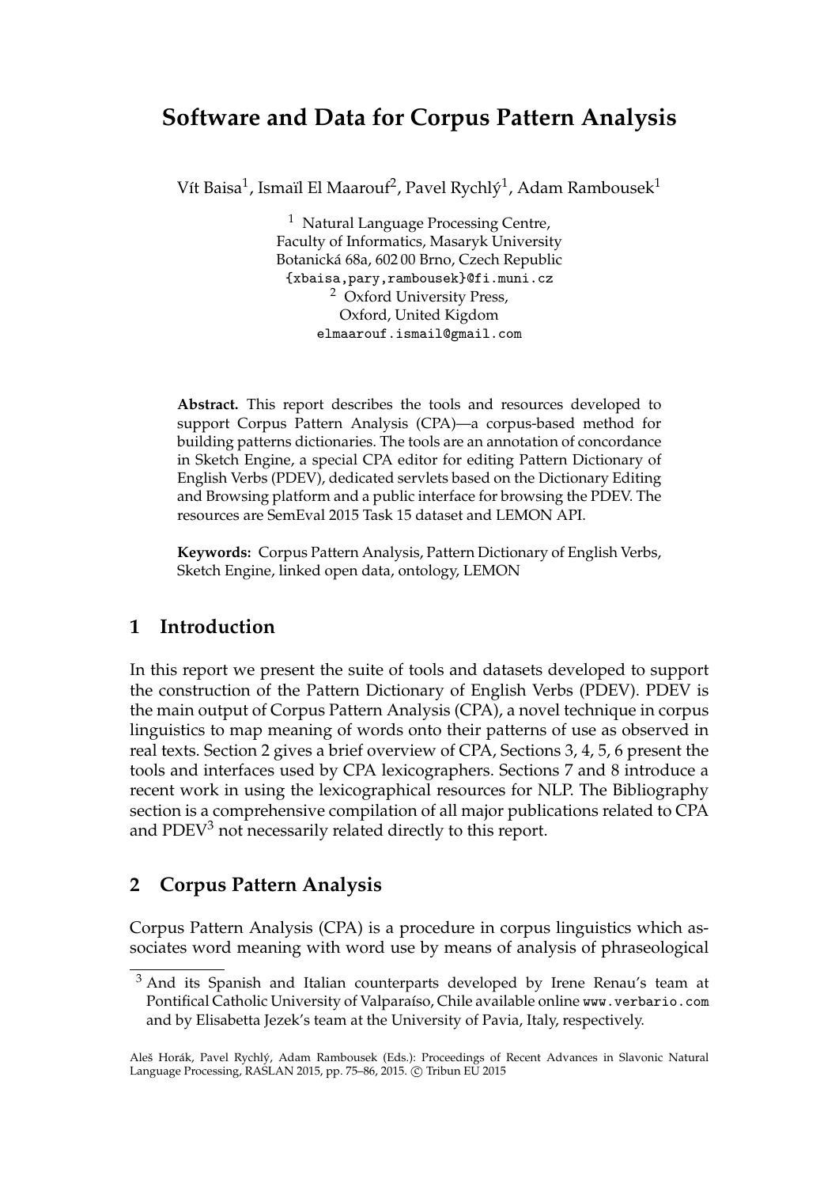# Software and Data for Corpus Pattern Analysis

Vít Baisa[1], Ismaïl El Maarouf[2], Pavel Rychlý[1], Adam Rambousek[1]

[1] Natural Language Processing Centre,
Faculty of Informatics, Masaryk University
Botanická 68a, 602 00 Brno, Czech Republic
{xbaisa,pary,rambousek}@fi.muni.cz

[2] Oxford University Press,
Oxford, United Kigdom
elmaarouf.ismail@gmail.com

**Abstract.** This report describes the tools and resources developed to support Corpus Pattern Analysis (CPA)—a corpus-based method for building patterns dictionaries. The tools are an annotation of concordance in Sketch Engine, a special CPA editor for editing Pattern Dictionary of English Verbs (PDEV), dedicated servlets based on the Dictionary Editing and Browsing platform and a public interface for browsing the PDEV. The resources are SemEval 2015 Task 15 dataset and LEMON API.

**Keywords:** Corpus Pattern Analysis, Pattern Dictionary of English Verbs, Sketch Engine, linked open data, ontology, LEMON

## 1 Introduction

In this report we present the suite of tools and datasets developed to support the construction of the Pattern Dictionary of English Verbs (PDEV). PDEV is the main output of Corpus Pattern Analysis (CPA), a novel technique in corpus linguistics to map meaning of words onto their patterns of use as observed in real texts. Section 2 gives a brief overview of CPA, Sections 3, 4, 5, 6 present the tools and interfaces used by CPA lexicographers. Sections 7 and 8 introduce a recent work in using the lexicographical resources for NLP. The Bibliography section is a comprehensive compilation of all major publications related to CPA and PDEV[3] not necessarily related directly to this report.

## 2 Corpus Pattern Analysis

Corpus Pattern Analysis (CPA) is a procedure in corpus linguistics which associates word meaning with word use by means of analysis of phraseological

[3] And its Spanish and Italian counterparts developed by Irene Renau's team at Pontifical Catholic University of Valparaíso, Chile available online www.verbario.com and by Elisabetta Jezek's team at the University of Pavia, Italy, respectively.

Aleš Horák, Pavel Rychlý, Adam Rambousek (Eds.): Proceedings of Recent Advances in Slavonic Natural Language Processing, RASLAN 2015, pp. 75–86, 2015. © Tribun EU 2015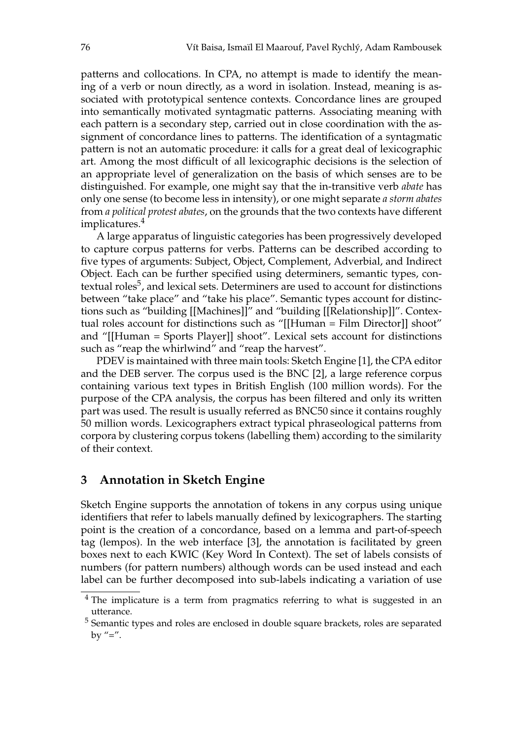patterns and collocations. In CPA, no attempt is made to identify the meaning of a verb or noun directly, as a word in isolation. Instead, meaning is associated with prototypical sentence contexts. Concordance lines are grouped into semantically motivated syntagmatic patterns. Associating meaning with each pattern is a secondary step, carried out in close coordination with the assignment of concordance lines to patterns. The identification of a syntagmatic pattern is not an automatic procedure: it calls for a great deal of lexicographic art. Among the most difficult of all lexicographic decisions is the selection of an appropriate level of generalization on the basis of which senses are to be distinguished. For example, one might say that the in-transitive verb *abate* has only one sense (to become less in intensity), or one might separate *a storm abates* from *a political protest abates*, on the grounds that the two contexts have different implicatures.[4]

A large apparatus of linguistic categories has been progressively developed to capture corpus patterns for verbs. Patterns can be described according to five types of arguments: Subject, Object, Complement, Adverbial, and Indirect Object. Each can be further specified using determiners, semantic types, contextual roles[5], and lexical sets. Determiners are used to account for distinctions between "take place" and "take his place". Semantic types account for distinctions such as "building [[Machines]]" and "building [[Relationship]]". Contextual roles account for distinctions such as "[[Human = Film Director]] shoot" and "[[Human = Sports Player]] shoot". Lexical sets account for distinctions such as "reap the whirlwind" and "reap the harvest".

PDEV is maintained with three main tools: Sketch Engine [1], the CPA editor and the DEB server. The corpus used is the BNC [2], a large reference corpus containing various text types in British English (100 million words). For the purpose of the CPA analysis, the corpus has been filtered and only its written part was used. The result is usually referred as BNC50 since it contains roughly 50 million words. Lexicographers extract typical phraseological patterns from corpora by clustering corpus tokens (labelling them) according to the similarity of their context.

## 3 Annotation in Sketch Engine

Sketch Engine supports the annotation of tokens in any corpus using unique identifiers that refer to labels manually defined by lexicographers. The starting point is the creation of a concordance, based on a lemma and part-of-speech tag (lempos). In the web interface [3], the annotation is facilitated by green boxes next to each KWIC (Key Word In Context). The set of labels consists of numbers (for pattern numbers) although words can be used instead and each label can be further decomposed into sub-labels indicating a variation of use

---

[4] The implicature is a term from pragmatics referring to what is suggested in an utterance.

[5] Semantic types and roles are enclosed in double square brackets, roles are separated by "=".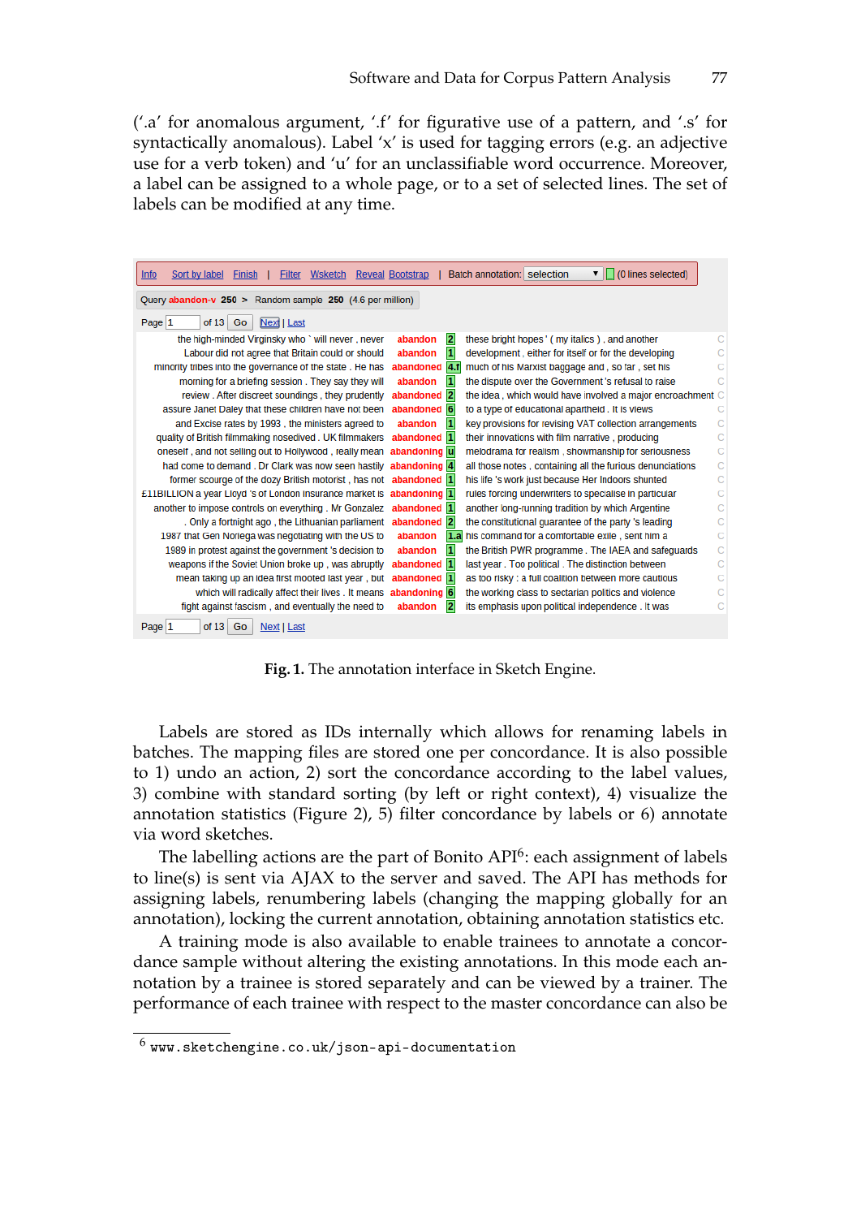('.a' for anomalous argument, '.f' for figurative use of a pattern, and '.s' for syntactically anomalous). Label 'x' is used for tagging errors (e.g. an adjective use for a verb token) and 'u' for an unclassifiable word occurrence. Moreover, a label can be assigned to a whole page, or to a set of selected lines. The set of labels can be modified at any time.

Info | Sort by label | Finish | Filter | Wsketch | Reveal | Bootstrap | Batch annotation: selection (0 lines selected)

Query abandon-v 250 > Random sample 250 (4.6 per million)

Page 1 of 13 Go | Next | Last

| Left context | KWIC | Label | Right context |
|---|---|---|---|
| the high-minded Virginsky who ` will never , never | abandon | 2 | these bright hopes ' ( my italics ) , and another |
| Labour did not agree that Britain could or should | abandon | 1 | development , either for itself or for the developing |
| minority tribes into the governance of the state . He has | abandoned | 4.f | much of his Marxist baggage and , so far , set his |
| morning for a briefing session . They say they will | abandon | 1 | the dispute over the Government 's refusal to raise |
| review . After discreet soundings , they prudently | abandoned | 2 | the idea , which would have involved a major encroachment |
| assure Janet Daley that these children have not been | abandoned | 6 | to a type of educational apartheid . It is views |
| and Excise rates by 1993 , the ministers agreed to | abandon | 1 | key provisions for revising VAT collection arrangements |
| quality of British filmmaking nosedived . UK filmmakers | abandoned | 1 | their innovations with film narrative , producing |
| oneself , and not selling out to Hollywood , really mean | abandoning | u | melodrama for realism , showmanship for seriousness |
| had come to demand . Dr Clark was now seen hastily | abandoning | 4 | all those notes , containing all the furious denunciations |
| former scourge of the dozy British motorist , has not | abandoned | 1 | his life 's work just because Her Indoors shunted |
| £11BILLION a year Lloyd 's of London insurance market is | abandoning | 1 | rules forcing underwriters to specialise in particular |
| another to impose controls on everything . Mr Gonzalez | abandoned | 1 | another long-running tradition by which Argentine |
| . Only a fortnight ago , the Lithuanian parliament | abandoned | 2 | the constitutional guarantee of the party 's leading |
| 1987 that Gen Noriega was negotiating with the US to | abandon | 1.a | his command for a comfortable exile , sent him a |
| 1989 in protest against the government 's decision to | abandon | 1 | the British PWR programme . The IAEA and safeguards |
| weapons if the Soviet Union broke up , was abruptly | abandoned | 1 | last year . Too political . The distinction between |
| mean taking up an idea first mooted last year , but | abandoned | 1 | as too risky : a full coalition between more cautious |
| which will radically affect their lives . It means | abandoning | 6 | the working class to sectarian politics and violence |
| fight against fascism , and eventually the need to | abandon | 2 | its emphasis upon political independence . It was |

Page 1 of 13 Go | Next | Last

**Fig. 1.** The annotation interface in Sketch Engine.

Labels are stored as IDs internally which allows for renaming labels in batches. The mapping files are stored one per concordance. It is also possible to 1) undo an action, 2) sort the concordance according to the label values, 3) combine with standard sorting (by left or right context), 4) visualize the annotation statistics (Figure 2), 5) filter concordance by labels or 6) annotate via word sketches.

The labelling actions are the part of Bonito API[6]: each assignment of labels to line(s) is sent via AJAX to the server and saved. The API has methods for assigning labels, renumbering labels (changing the mapping globally for an annotation), locking the current annotation, obtaining annotation statistics etc.

A training mode is also available to enable trainees to annotate a concordance sample without altering the existing annotations. In this mode each annotation by a trainee is stored separately and can be viewed by a trainer. The performance of each trainee with respect to the master concordance can also be

[6] www.sketchengine.co.uk/json-api-documentation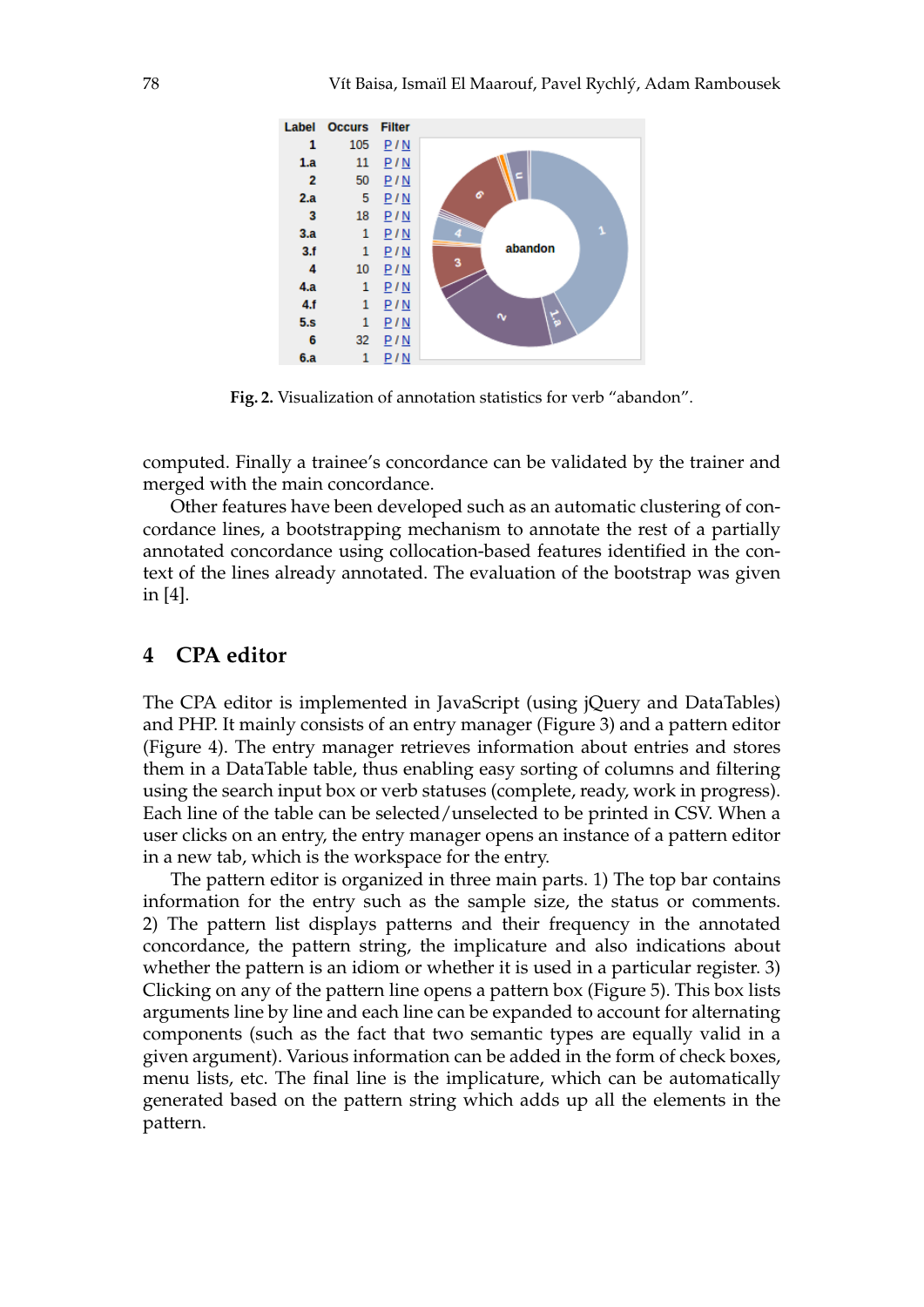| Label | Occurs | Filter |
|---|---|---|
| 1 | 105 | P / N |
| 1.a | 11 | P / N |
| 2 | 50 | P / N |
| 2.a | 5 | P / N |
| 3 | 18 | P / N |
| 3.a | 1 | P / N |
| 3.f | 1 | P / N |
| 4 | 10 | P / N |
| 4.a | 1 | P / N |
| 4.f | 1 | P / N |
| 5.s | 1 | P / N |
| 6 | 32 | P / N |
| 6.a | 1 | P / N |

**Fig. 2.** Visualization of annotation statistics for verb "abandon".

computed. Finally a trainee's concordance can be validated by the trainer and merged with the main concordance.

Other features have been developed such as an automatic clustering of concordance lines, a bootstrapping mechanism to annotate the rest of a partially annotated concordance using collocation-based features identified in the context of the lines already annotated. The evaluation of the bootstrap was given in [4].

## 4 CPA editor

The CPA editor is implemented in JavaScript (using jQuery and DataTables) and PHP. It mainly consists of an entry manager (Figure 3) and a pattern editor (Figure 4). The entry manager retrieves information about entries and stores them in a DataTable table, thus enabling easy sorting of columns and filtering using the search input box or verb statuses (complete, ready, work in progress). Each line of the table can be selected/unselected to be printed in CSV. When a user clicks on an entry, the entry manager opens an instance of a pattern editor in a new tab, which is the workspace for the entry.

The pattern editor is organized in three main parts. 1) The top bar contains information for the entry such as the sample size, the status or comments. 2) The pattern list displays patterns and their frequency in the annotated concordance, the pattern string, the implicature and also indications about whether the pattern is an idiom or whether it is used in a particular register. 3) Clicking on any of the pattern line opens a pattern box (Figure 5). This box lists arguments line by line and each line can be expanded to account for alternating components (such as the fact that two semantic types are equally valid in a given argument). Various information can be added in the form of check boxes, menu lists, etc. The final line is the implicature, which can be automatically generated based on the pattern string which adds up all the elements in the pattern.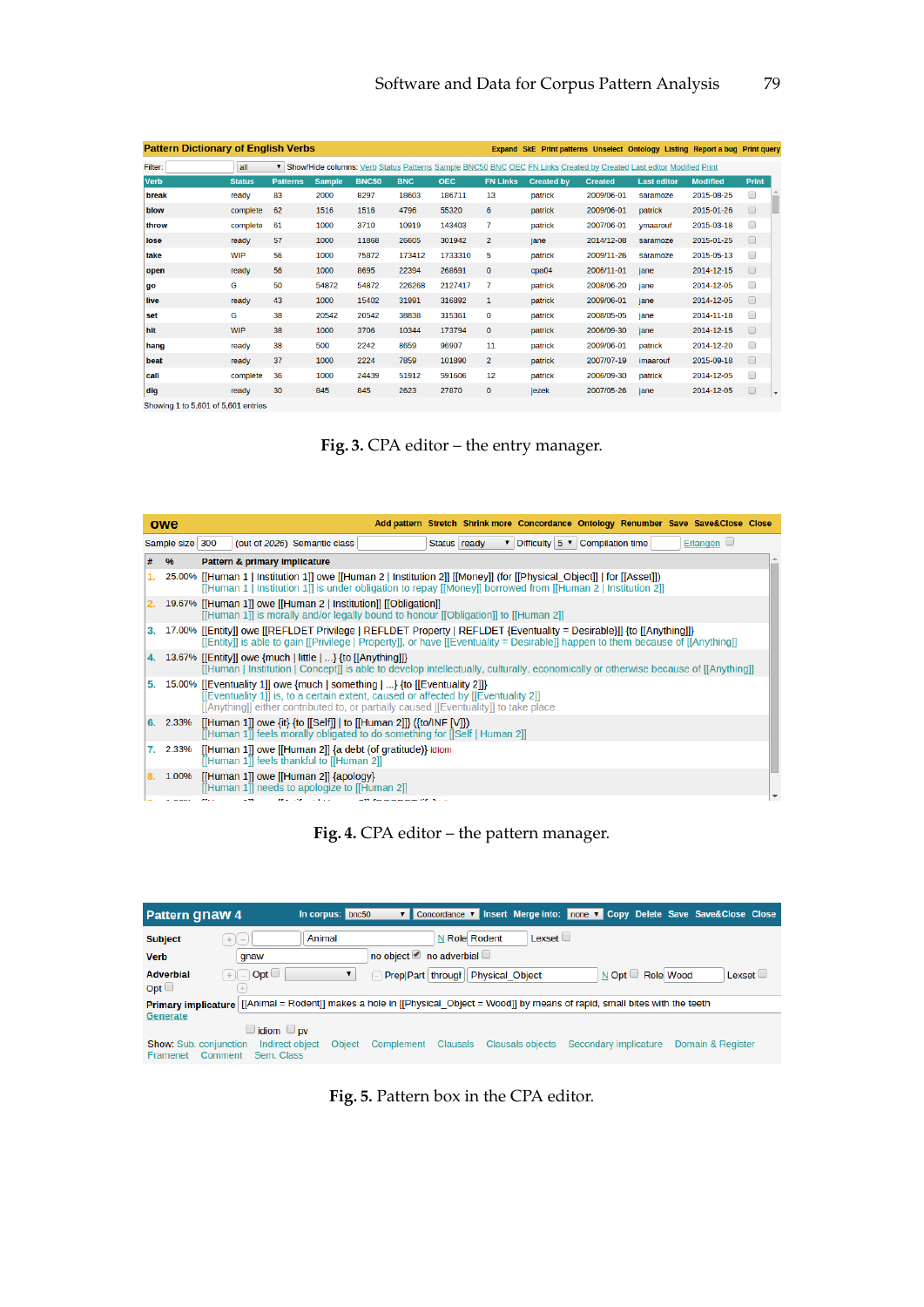**Pattern Dictionary of English Verbs** Expand SkE Print patterns Unselect Ontology Listing Report a bug Print query

Filter: all Show/Hide columns: Verb Status Patterns Sample BNC50 BNC OEC FN Links Created by Created Last editor Modified Print

| Verb | Status | Patterns | Sample | BNC50 | BNC | OEC | FN Links | Created by | Created | Last editor | Modified | Print |
|---|---|---|---|---|---|---|---|---|---|---|---|---|
| break | ready | 83 | 2000 | 8297 | 18603 | 186711 | 13 | patrick | 2009/06-01 | saramoze | 2015-08-25 | |
| blow | complete | 62 | 1516 | 1516 | 4796 | 55320 | 6 | patrick | 2009/06-01 | patrick | 2015-01-26 | |
| throw | complete | 61 | 1000 | 3710 | 10919 | 143403 | 7 | patrick | 2007/06-01 | ymaarouf | 2015-03-18 | |
| lose | ready | 57 | 1000 | 11868 | 26605 | 301942 | 2 | jane | 2014/12-08 | saramoze | 2015-01-25 | |
| take | WIP | 56 | 1000 | 75872 | 173412 | 1733310 | 5 | patrick | 2009/11-26 | saramoze | 2015-05-13 | |
| open | ready | 56 | 1000 | 8695 | 22394 | 268691 | 0 | cpa04 | 2006/11-01 | jane | 2014-12-15 | |
| go | G | 50 | 54872 | 54872 | 226268 | 2127417 | 7 | patrick | 2008/06-20 | jane | 2014-12-05 | |
| live | ready | 43 | 1000 | 15402 | 31991 | 316892 | 1 | patrick | 2009/06-01 | jane | 2014-12-05 | |
| set | G | 38 | 20542 | 20542 | 38838 | 315361 | 0 | patrick | 2008/05-05 | jane | 2014-11-18 | |
| hit | WIP | 38 | 1000 | 3706 | 10344 | 173794 | 0 | patrick | 2006/09-30 | jane | 2014-12-15 | |
| hang | ready | 38 | 500 | 2242 | 8659 | 96907 | 11 | patrick | 2009/06-01 | patrick | 2014-12-20 | |
| beat | ready | 37 | 1000 | 2224 | 7859 | 101890 | 2 | patrick | 2007/07-19 | imaarouf | 2015-09-18 | |
| call | complete | 36 | 1000 | 24439 | 51912 | 591606 | 12 | patrick | 2006/09-30 | patrick | 2014-12-05 | |
| dig | ready | 30 | 845 | 845 | 2623 | 27870 | 0 | jezek | 2007/05-26 | jane | 2014-12-05 | |

Showing 1 to 5,601 of 5,601 entries

**Fig. 3.** CPA editor – the entry manager.

**owe** Add pattern Stretch Shrink more Concordance Ontology Renumber Save Save&Close Close

Sample size 300 (out of 2026) Semantic class Status ready Difficulty 5 Compilation time Erlangen

| # | % | Pattern & primary implicature |
|---|---|---|
| 1. | 25.00% | [[Human 1 \| Institution 1]] owe [[Human 2 \| Institution 2]] [[Money]] (for [[Physical_Object]] \| for [[Asset]]) <br> [[Human 1 \| Institution 1]] is under obligation to repay [[Money]] borrowed from [[Human 2 \| Institution 2]] |
| 2. | 19.67% | [[Human 1]] owe [[Human 2 \| Institution]] [[Obligation]] <br> [[Human 1]] is morally and/or legally bound to honour [[Obligation]] to [[Human 2]] |
| 3. | 17.00% | [[Entity]] owe [[REFLDET Privilege \| REFLDET Property \| REFLDET {Eventuality = Desirable}]] {to [[Anything]]} <br> [[Entity]] is able to gain [[Privilege \| Property]], or have [[Eventuality = Desirable]] happen to them because of [[Anything]] |
| 4. | 13.67% | [[Entity]] owe {much \| little \| ...} {to [[Anything]]} <br> [[Human \| Institution \| Concept]] is able to develop intellectually, culturally, economically or otherwise because of [[Anything]] |
| 5. | 15.00% | [[Eventuality 1]] owe {much \| something \| ...} {to [[Eventuality 2]]} <br> [[Eventuality 1]] is, to a certain extent, caused or affected by [[Eventuality 2]] <br> [[Anything]] either contributed to, or partially caused [[Eventuality]] to take place |
| 6. | 2.33% | [[Human 1]] owe {it} {to [[Self]] \| to [[Human 2]]} ({to/INF [V]}) <br> [[Human 1]] feels morally obligated to do something for [[Self \| Human 2]] |
| 7. | 2.33% | [[Human 1]] owe [[Human 2]] {a debt (of gratitude)} idiom <br> [[Human 1]] feels thankful to [[Human 2]] |
| 8. | 1.00% | [[Human 1]] owe [[Human 2]] {apology} <br> [[Human 1]] needs to apologize to [[Human 2]] |

**Fig. 4.** CPA editor – the pattern manager.

**Pattern gnaw 4** In corpus: bnc50 Concordance Insert Merge into: none Copy Delete Save Save&Close Close

Subject: Animal — N Role Rodent — Lexset
Verb: gnaw — no object — no adverbial
Adverbial Opt: Opt — Prep|Part through — Physical_Object — N Opt — Role Wood — Lexset
Primary implicature: [[Animal = Rodent]] makes a hole in [[Physical_Object = Wood]] by means of rapid, small bites with the teeth
Generate
idiom pv
Show: Sub. conjunction Indirect object Object Complement Clausals Clausals objects Secondary implicature Domain & Register Framenet Comment Sem. Class

**Fig. 5.** Pattern box in the CPA editor.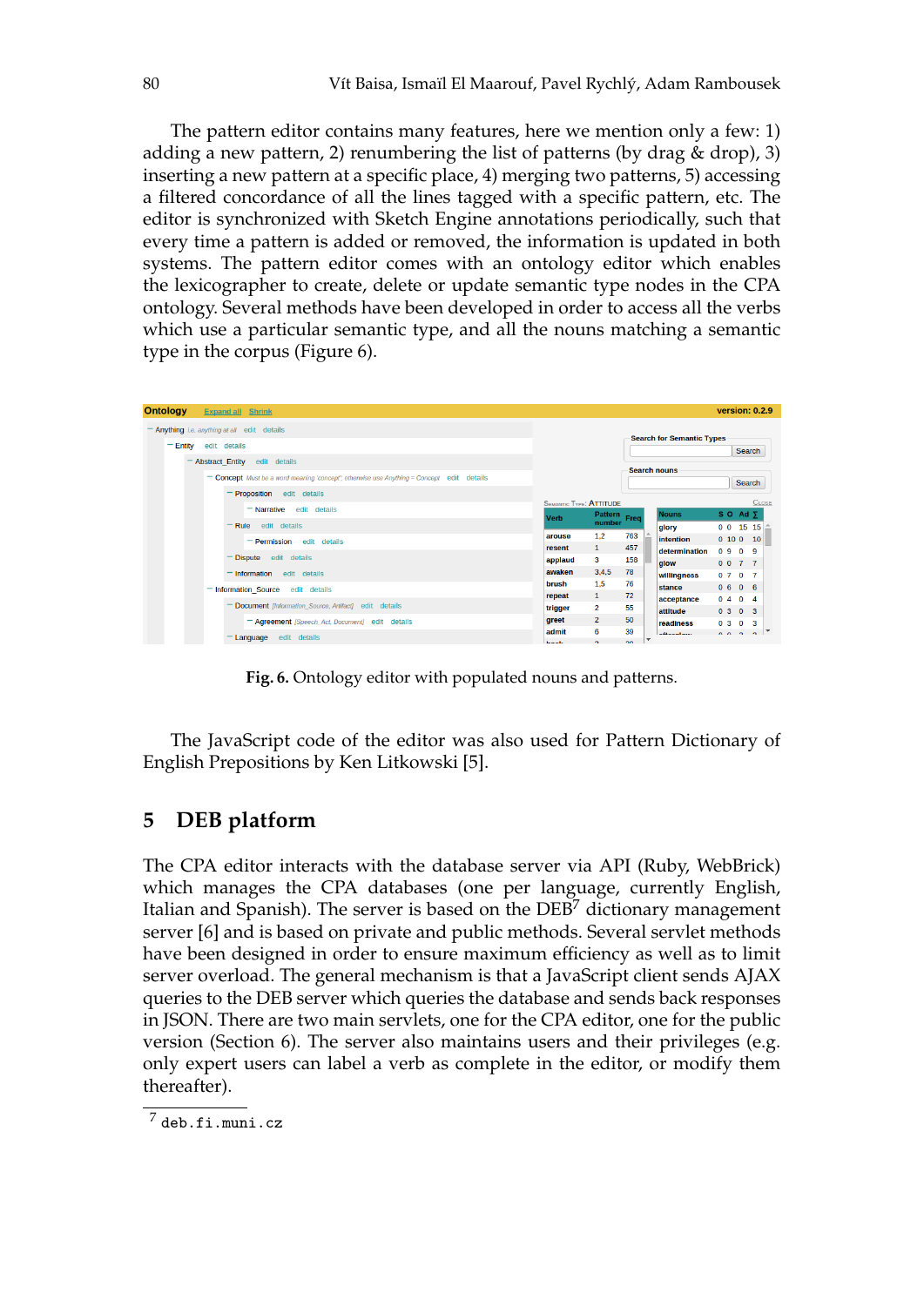The pattern editor contains many features, here we mention only a few: 1) adding a new pattern, 2) renumbering the list of patterns (by drag & drop), 3) inserting a new pattern at a specific place, 4) merging two patterns, 5) accessing a filtered concordance of all the lines tagged with a specific pattern, etc. The editor is synchronized with Sketch Engine annotations periodically, such that every time a pattern is added or removed, the information is updated in both systems. The pattern editor comes with an ontology editor which enables the lexicographer to create, delete or update semantic type nodes in the CPA ontology. Several methods have been developed in order to access all the verbs which use a particular semantic type, and all the nouns matching a semantic type in the corpus (Figure 6).

**Fig. 6.** Ontology editor with populated nouns and patterns.

The JavaScript code of the editor was also used for Pattern Dictionary of English Prepositions by Ken Litkowski [5].

## 5 DEB platform

The CPA editor interacts with the database server via API (Ruby, WebBrick) which manages the CPA databases (one per language, currently English, Italian and Spanish). The server is based on the DEB[7] dictionary management server [6] and is based on private and public methods. Several servlet methods have been designed in order to ensure maximum efficiency as well as to limit server overload. The general mechanism is that a JavaScript client sends AJAX queries to the DEB server which queries the database and sends back responses in JSON. There are two main servlets, one for the CPA editor, one for the public version (Section 6). The server also maintains users and their privileges (e.g. only expert users can label a verb as complete in the editor, or modify them thereafter).

[7] deb.fi.muni.cz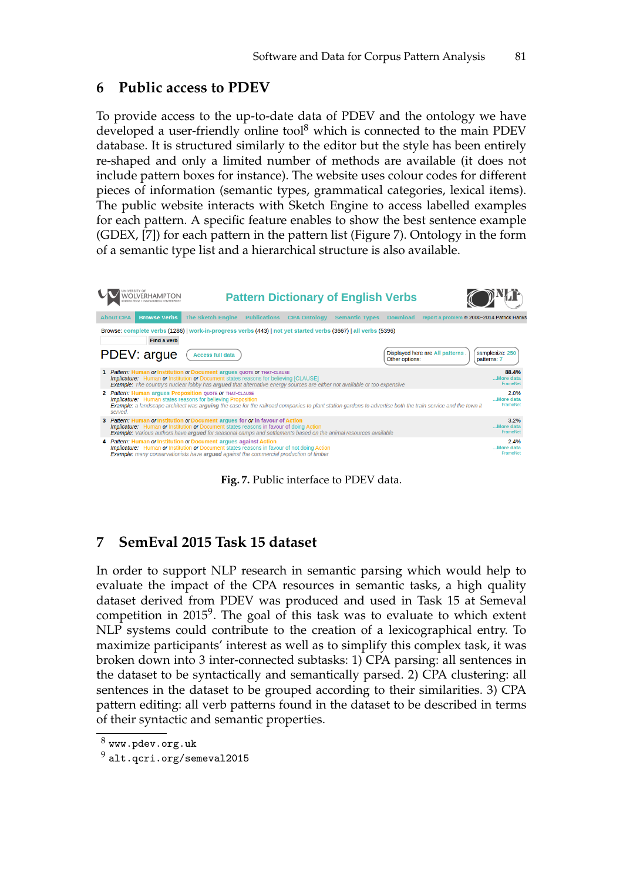## 6 Public access to PDEV

To provide access to the up-to-date data of PDEV and the ontology we have developed a user-friendly online tool[8] which is connected to the main PDEV database. It is structured similarly to the editor but the style has been entirely re-shaped and only a limited number of methods are available (it does not include pattern boxes for instance). The website uses colour codes for different pieces of information (semantic types, grammatical categories, lexical items). The public website interacts with Sketch Engine to access labelled examples for each pattern. A specific feature enables to show the best sentence example (GDEX, [7]) for each pattern in the pattern list (Figure 7). Ontology in the form of a semantic type list and a hierarchical structure is also available.

**Fig. 7.** Public interface to PDEV data.

## 7 SemEval 2015 Task 15 dataset

In order to support NLP research in semantic parsing which would help to evaluate the impact of the CPA resources in semantic tasks, a high quality dataset derived from PDEV was produced and used in Task 15 at Semeval competition in 2015[9]. The goal of this task was to evaluate to which extent NLP systems could contribute to the creation of a lexicographical entry. To maximize participants' interest as well as to simplify this complex task, it was broken down into 3 inter-connected subtasks: 1) CPA parsing: all sentences in the dataset to be syntactically and semantically parsed. 2) CPA clustering: all sentences in the dataset to be grouped according to their similarities. 3) CPA pattern editing: all verb patterns found in the dataset to be described in terms of their syntactic and semantic properties.

---

[8] `www.pdev.org.uk`

[9] `alt.qcri.org/semeval2015`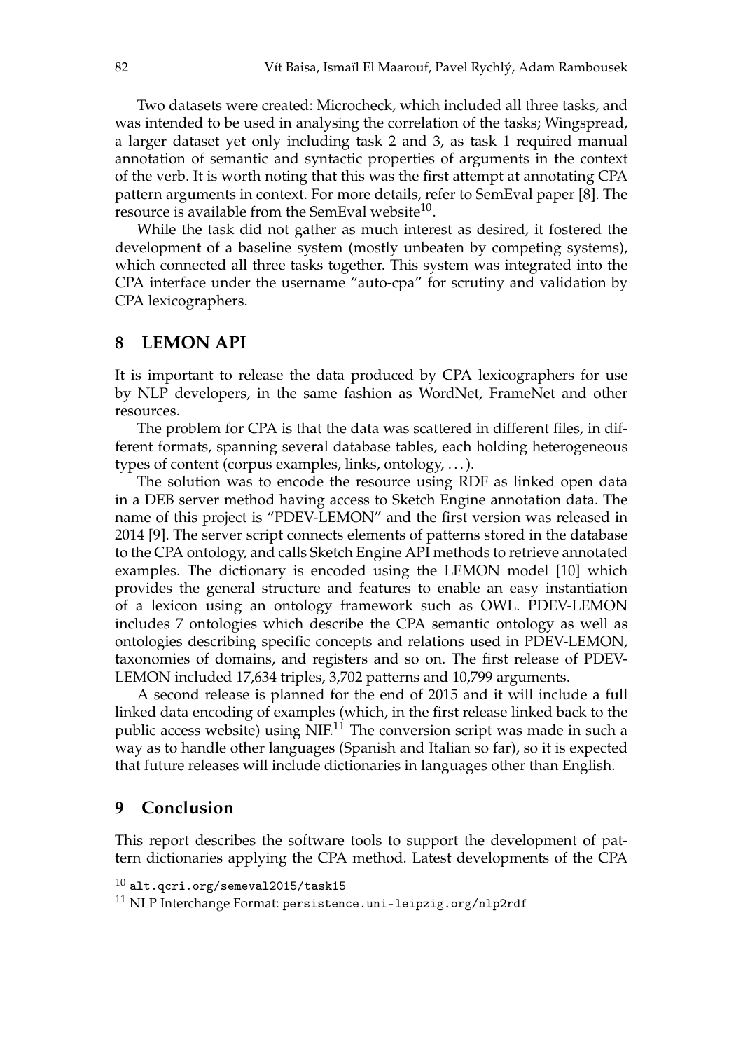Two datasets were created: Microcheck, which included all three tasks, and was intended to be used in analysing the correlation of the tasks; Wingspread, a larger dataset yet only including task 2 and 3, as task 1 required manual annotation of semantic and syntactic properties of arguments in the context of the verb. It is worth noting that this was the first attempt at annotating CPA pattern arguments in context. For more details, refer to SemEval paper [8]. The resource is available from the SemEval website[10].

While the task did not gather as much interest as desired, it fostered the development of a baseline system (mostly unbeaten by competing systems), which connected all three tasks together. This system was integrated into the CPA interface under the username "auto-cpa" for scrutiny and validation by CPA lexicographers.

## 8 LEMON API

It is important to release the data produced by CPA lexicographers for use by NLP developers, in the same fashion as WordNet, FrameNet and other resources.

The problem for CPA is that the data was scattered in different files, in different formats, spanning several database tables, each holding heterogeneous types of content (corpus examples, links, ontology, . . . ).

The solution was to encode the resource using RDF as linked open data in a DEB server method having access to Sketch Engine annotation data. The name of this project is "PDEV-LEMON" and the first version was released in 2014 [9]. The server script connects elements of patterns stored in the database to the CPA ontology, and calls Sketch Engine API methods to retrieve annotated examples. The dictionary is encoded using the LEMON model [10] which provides the general structure and features to enable an easy instantiation of a lexicon using an ontology framework such as OWL. PDEV-LEMON includes 7 ontologies which describe the CPA semantic ontology as well as ontologies describing specific concepts and relations used in PDEV-LEMON, taxonomies of domains, and registers and so on. The first release of PDEV-LEMON included 17,634 triples, 3,702 patterns and 10,799 arguments.

A second release is planned for the end of 2015 and it will include a full linked data encoding of examples (which, in the first release linked back to the public access website) using NIF.[11] The conversion script was made in such a way as to handle other languages (Spanish and Italian so far), so it is expected that future releases will include dictionaries in languages other than English.

## 9 Conclusion

This report describes the software tools to support the development of pattern dictionaries applying the CPA method. Latest developments of the CPA

[10] `alt.qcri.org/semeval2015/task15`

[11] NLP Interchange Format: `persistence.uni-leipzig.org/nlp2rdf`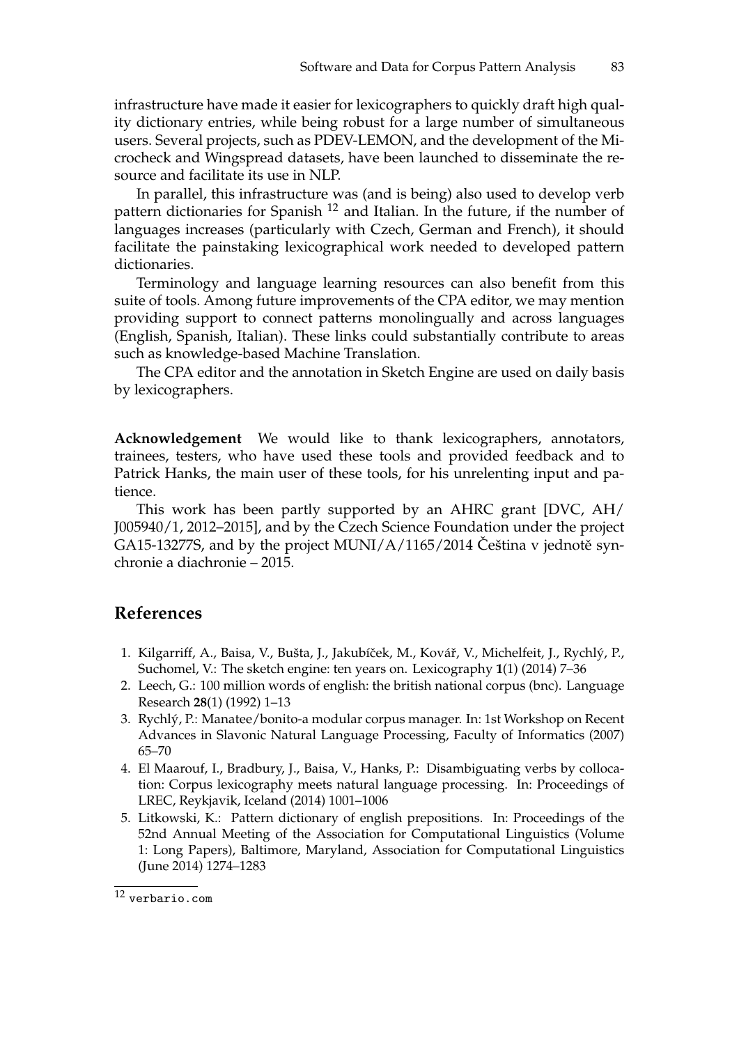infrastructure have made it easier for lexicographers to quickly draft high quality dictionary entries, while being robust for a large number of simultaneous users. Several projects, such as PDEV-LEMON, and the development of the Microcheck and Wingspread datasets, have been launched to disseminate the resource and facilitate its use in NLP.

In parallel, this infrastructure was (and is being) also used to develop verb pattern dictionaries for Spanish [12] and Italian. In the future, if the number of languages increases (particularly with Czech, German and French), it should facilitate the painstaking lexicographical work needed to developed pattern dictionaries.

Terminology and language learning resources can also benefit from this suite of tools. Among future improvements of the CPA editor, we may mention providing support to connect patterns monolingually and across languages (English, Spanish, Italian). These links could substantially contribute to areas such as knowledge-based Machine Translation.

The CPA editor and the annotation in Sketch Engine are used on daily basis by lexicographers.

**Acknowledgement** We would like to thank lexicographers, annotators, trainees, testers, who have used these tools and provided feedback and to Patrick Hanks, the main user of these tools, for his unrelenting input and patience.

This work has been partly supported by an AHRC grant [DVC, AH/J005940/1, 2012–2015], and by the Czech Science Foundation under the project GA15-13277S, and by the project MUNI/A/1165/2014 Čeština v jednotě synchronie a diachronie – 2015.

## References

1. Kilgarriff, A., Baisa, V., Bušta, J., Jakubíček, M., Kovář, V., Michelfeit, J., Rychlý, P., Suchomel, V.: The sketch engine: ten years on. Lexicography **1**(1) (2014) 7–36
2. Leech, G.: 100 million words of english: the british national corpus (bnc). Language Research **28**(1) (1992) 1–13
3. Rychlý, P.: Manatee/bonito-a modular corpus manager. In: 1st Workshop on Recent Advances in Slavonic Natural Language Processing, Faculty of Informatics (2007) 65–70
4. El Maarouf, I., Bradbury, J., Baisa, V., Hanks, P.: Disambiguating verbs by collocation: Corpus lexicography meets natural language processing. In: Proceedings of LREC, Reykjavik, Iceland (2014) 1001–1006
5. Litkowski, K.: Pattern dictionary of english prepositions. In: Proceedings of the 52nd Annual Meeting of the Association for Computational Linguistics (Volume 1: Long Papers), Baltimore, Maryland, Association for Computational Linguistics (June 2014) 1274–1283

[12] verbario.com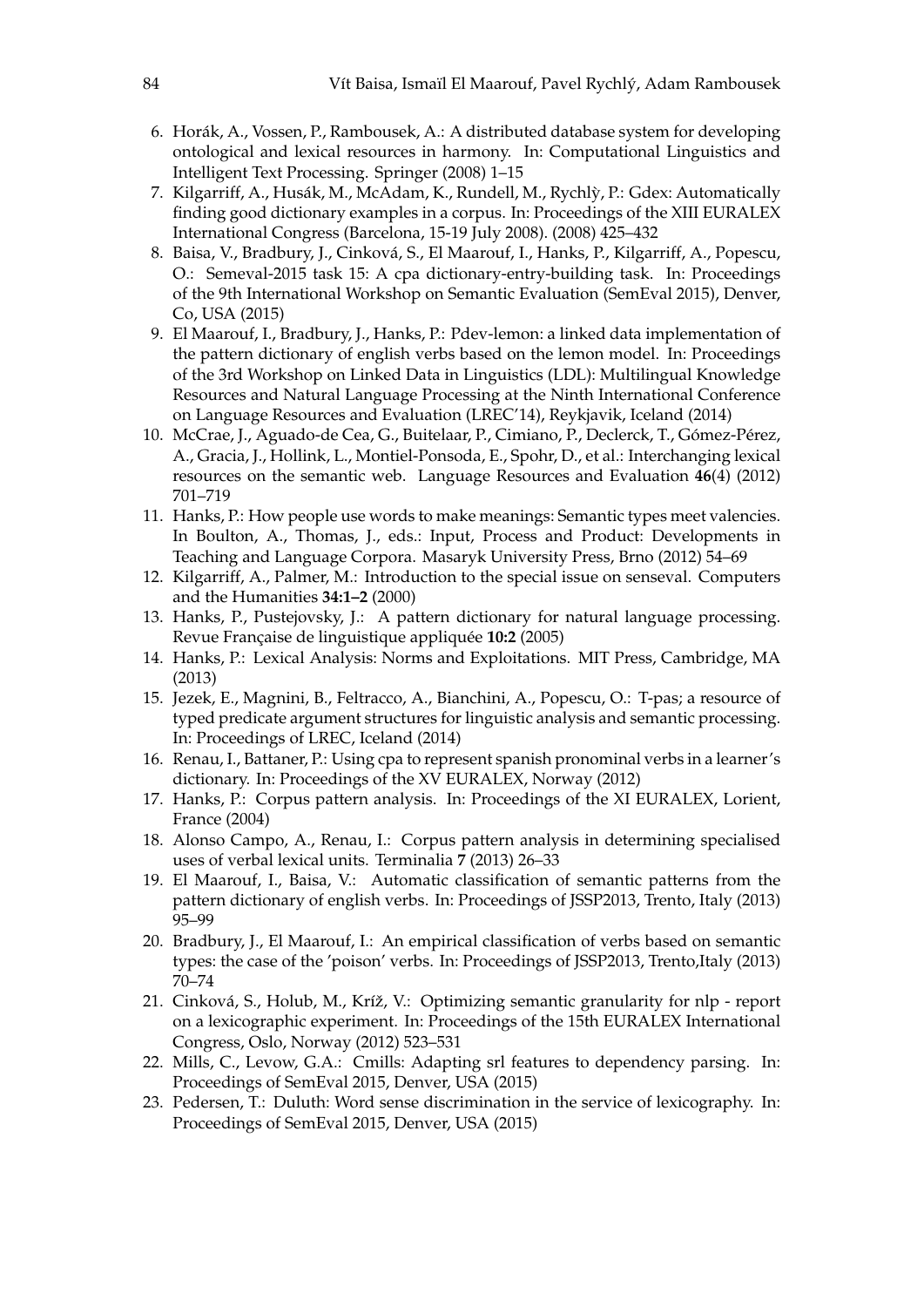6. Horák, A., Vossen, P., Rambousek, A.: A distributed database system for developing ontological and lexical resources in harmony. In: Computational Linguistics and Intelligent Text Processing. Springer (2008) 1–15
7. Kilgarriff, A., Husák, M., McAdam, K., Rundell, M., Rychlỳ, P.: Gdex: Automatically finding good dictionary examples in a corpus. In: Proceedings of the XIII EURALEX International Congress (Barcelona, 15-19 July 2008). (2008) 425–432
8. Baisa, V., Bradbury, J., Cinková, S., El Maarouf, I., Hanks, P., Kilgarriff, A., Popescu, O.: Semeval-2015 task 15: A cpa dictionary-entry-building task. In: Proceedings of the 9th International Workshop on Semantic Evaluation (SemEval 2015), Denver, Co, USA (2015)
9. El Maarouf, I., Bradbury, J., Hanks, P.: Pdev-lemon: a linked data implementation of the pattern dictionary of english verbs based on the lemon model. In: Proceedings of the 3rd Workshop on Linked Data in Linguistics (LDL): Multilingual Knowledge Resources and Natural Language Processing at the Ninth International Conference on Language Resources and Evaluation (LREC'14), Reykjavik, Iceland (2014)
10. McCrae, J., Aguado-de Cea, G., Buitelaar, P., Cimiano, P., Declerck, T., Gómez-Pérez, A., Gracia, J., Hollink, L., Montiel-Ponsoda, E., Spohr, D., et al.: Interchanging lexical resources on the semantic web. Language Resources and Evaluation **46**(4) (2012) 701–719
11. Hanks, P.: How people use words to make meanings: Semantic types meet valencies. In Boulton, A., Thomas, J., eds.: Input, Process and Product: Developments in Teaching and Language Corpora. Masaryk University Press, Brno (2012) 54–69
12. Kilgarriff, A., Palmer, M.: Introduction to the special issue on senseval. Computers and the Humanities **34:1–2** (2000)
13. Hanks, P., Pustejovsky, J.: A pattern dictionary for natural language processing. Revue Française de linguistique appliquée **10:2** (2005)
14. Hanks, P.: Lexical Analysis: Norms and Exploitations. MIT Press, Cambridge, MA (2013)
15. Jezek, E., Magnini, B., Feltracco, A., Bianchini, A., Popescu, O.: T-pas; a resource of typed predicate argument structures for linguistic analysis and semantic processing. In: Proceedings of LREC, Iceland (2014)
16. Renau, I., Battaner, P.: Using cpa to represent spanish pronominal verbs in a learner's dictionary. In: Proceedings of the XV EURALEX, Norway (2012)
17. Hanks, P.: Corpus pattern analysis. In: Proceedings of the XI EURALEX, Lorient, France (2004)
18. Alonso Campo, A., Renau, I.: Corpus pattern analysis in determining specialised uses of verbal lexical units. Terminalia **7** (2013) 26–33
19. El Maarouf, I., Baisa, V.: Automatic classification of semantic patterns from the pattern dictionary of english verbs. In: Proceedings of JSSP2013, Trento, Italy (2013) 95–99
20. Bradbury, J., El Maarouf, I.: An empirical classification of verbs based on semantic types: the case of the 'poison' verbs. In: Proceedings of JSSP2013, Trento,Italy (2013) 70–74
21. Cinková, S., Holub, M., Kríž, V.: Optimizing semantic granularity for nlp - report on a lexicographic experiment. In: Proceedings of the 15th EURALEX International Congress, Oslo, Norway (2012) 523–531
22. Mills, C., Levow, G.A.: Cmills: Adapting srl features to dependency parsing. In: Proceedings of SemEval 2015, Denver, USA (2015)
23. Pedersen, T.: Duluth: Word sense discrimination in the service of lexicography. In: Proceedings of SemEval 2015, Denver, USA (2015)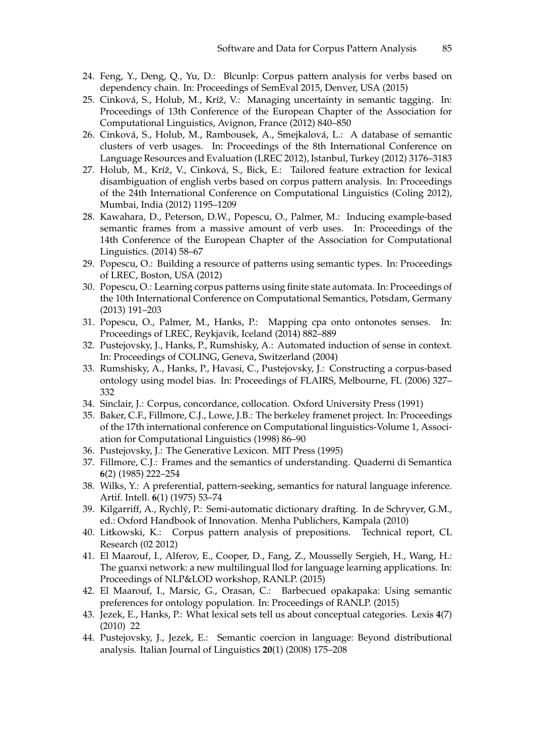24. Feng, Y., Deng, Q., Yu, D.: Blcunlp: Corpus pattern analysis for verbs based on dependency chain. In: Proceedings of SemEval 2015, Denver, USA (2015)
25. Cinková, S., Holub, M., Kríž, V.: Managing uncertainty in semantic tagging. In: Proceedings of 13th Conference of the European Chapter of the Association for Computational Linguistics, Avignon, France (2012) 840–850
26. Cinková, S., Holub, M., Rambousek, A., Smejkalová, L.: A database of semantic clusters of verb usages. In: Proceedings of the 8th International Conference on Language Resources and Evaluation (LREC 2012), Istanbul, Turkey (2012) 3176–3183
27. Holub, M., Kríž, V., Cinková, S., Bick, E.: Tailored feature extraction for lexical disambiguation of english verbs based on corpus pattern analysis. In: Proceedings of the 24th International Conference on Computational Linguistics (Coling 2012), Mumbai, India (2012) 1195–1209
28. Kawahara, D., Peterson, D.W., Popescu, O., Palmer, M.: Inducing example-based semantic frames from a massive amount of verb uses. In: Proceedings of the 14th Conference of the European Chapter of the Association for Computational Linguistics. (2014) 58–67
29. Popescu, O.: Building a resource of patterns using semantic types. In: Proceedings of LREC, Boston, USA (2012)
30. Popescu, O.: Learning corpus patterns using finite state automata. In: Proceedings of the 10th International Conference on Computational Semantics, Potsdam, Germany (2013) 191–203
31. Popescu, O., Palmer, M., Hanks, P.: Mapping cpa onto ontonotes senses. In: Proceedings of LREC, Reykjavik, Iceland (2014) 882–889
32. Pustejovsky, J., Hanks, P., Rumshisky, A.: Automated induction of sense in context. In: Proceedings of COLING, Geneva, Switzerland (2004)
33. Rumshisky, A., Hanks, P., Havasi, C., Pustejovsky, J.: Constructing a corpus-based ontology using model bias. In: Proceedings of FLAIRS, Melbourne, FL (2006) 327–332
34. Sinclair, J.: Corpus, concordance, collocation. Oxford University Press (1991)
35. Baker, C.F., Fillmore, C.J., Lowe, J.B.: The berkeley framenet project. In: Proceedings of the 17th international conference on Computational linguistics-Volume 1, Association for Computational Linguistics (1998) 86–90
36. Pustejovsky, J.: The Generative Lexicon. MIT Press (1995)
37. Fillmore, C.J.: Frames and the semantics of understanding. Quaderni di Semantica **6**(2) (1985) 222–254
38. Wilks, Y.: A preferential, pattern-seeking, semantics for natural language inference. Artif. Intell. **6**(1) (1975) 53–74
39. Kilgarriff, A., Rychlý, P.: Semi-automatic dictionary drafting. In de Schryver, G.M., ed.: Oxford Handbook of Innovation. Menha Publichers, Kampala (2010)
40. Litkowski, K.: Corpus pattern analysis of prepositions. Technical report, CL Research (02 2012)
41. El Maarouf, I., Alferov, E., Cooper, D., Fang, Z., Mousselly Sergieh, H., Wang, H.: The guanxi network: a new multilingual llod for language learning applications. In: Proceedings of NLP&LOD workshop, RANLP. (2015)
42. El Maarouf, I., Marsic, G., Orasan, C.: Barbecued opakapaka: Using semantic preferences for ontology population. In: Proceedings of RANLP. (2015)
43. Jezek, E., Hanks, P.: What lexical sets tell us about conceptual categories. Lexis **4**(7) (2010) 22
44. Pustejovsky, J., Jezek, E.: Semantic coercion in language: Beyond distributional analysis. Italian Journal of Linguistics **20**(1) (2008) 175–208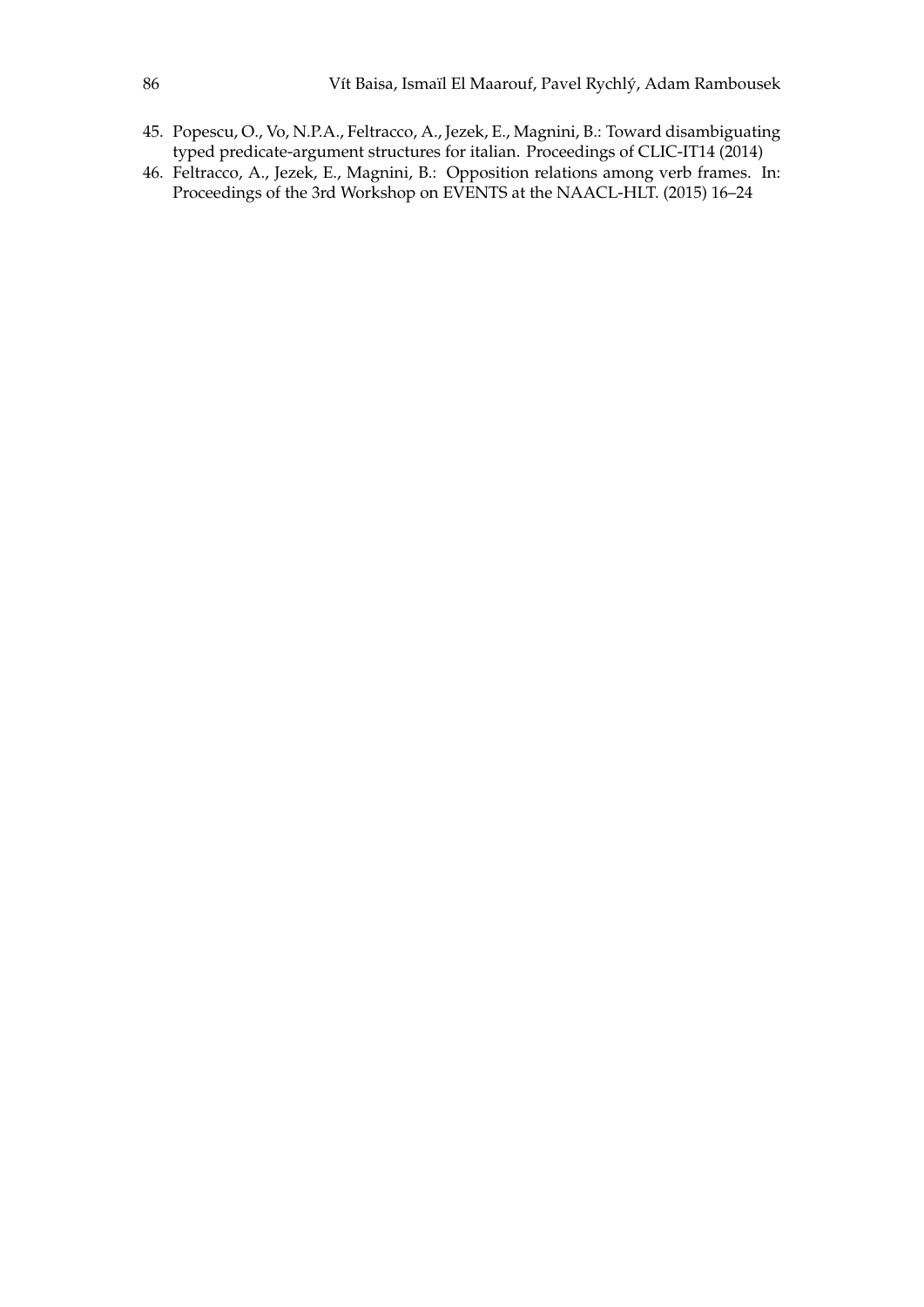45. Popescu, O., Vo, N.P.A., Feltracco, A., Jezek, E., Magnini, B.: Toward disambiguating typed predicate-argument structures for italian. Proceedings of CLIC-IT14 (2014)
46. Feltracco, A., Jezek, E., Magnini, B.: Opposition relations among verb frames. In: Proceedings of the 3rd Workshop on EVENTS at the NAACL-HLT. (2015) 16–24